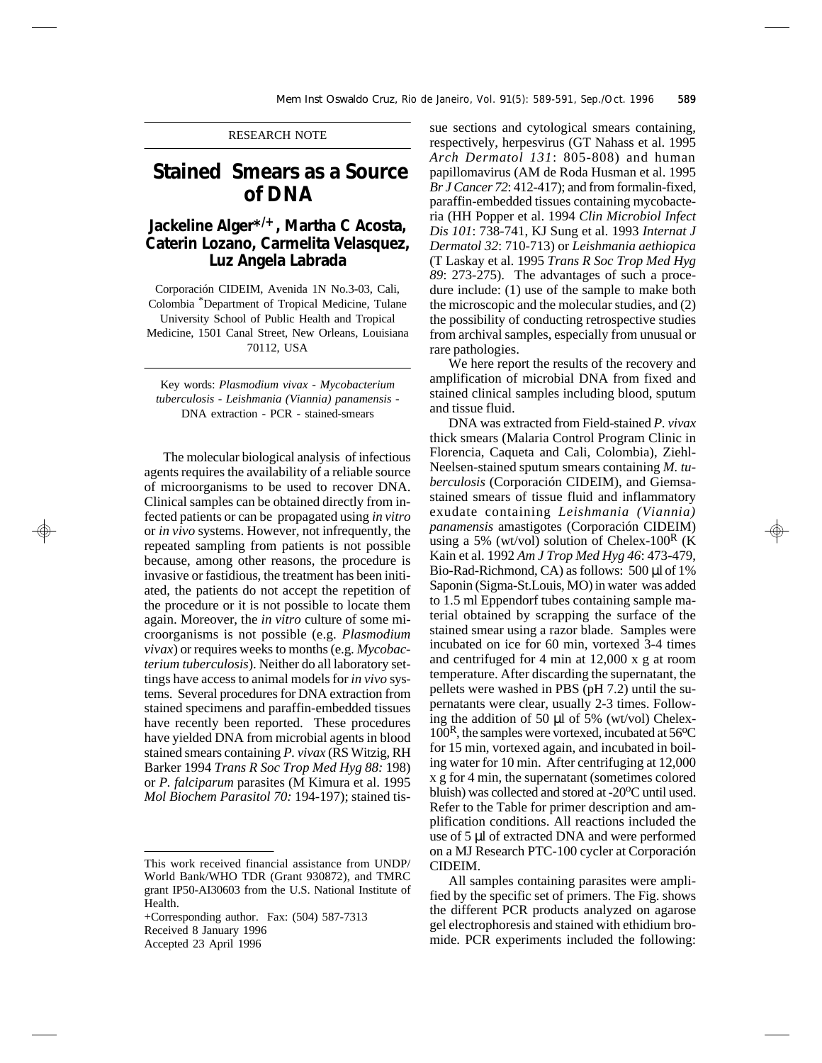RESEARCH NOTE

# Stained Smears as a Source of DNA

## Jackeline Alger*/+, Martha C Acosta, Caterin Lozano, Carmelita Velasquez, Luz Angela Labrada

Corporación CIDEIM, Avenida 1N No.3-03, Cali, Colombia *Department of Tropical Medicine, Tulane University School of Public Health and Tropical Medicine, 1501 Canal Street, New Orleans, Louisiana 70112, USA

Key words: *Plasmodium vivax* - *Mycobacterium tuberculosis* - *Leishmania (Viannia) panamensis* - DNA extraction - PCR - stained-smears

The molecular biological analysis of infectious agents requires the availability of a reliable source of microorganisms to be used to recover DNA. Clinical samples can be obtained directly from infected patients or can be propagated using *in vitro* or *in vivo* systems. However, not infrequently, the repeated sampling from patients is not possible because, among other reasons, the procedure is invasive or fastidious, the treatment has been initiated, the patients do not accept the repetition of the procedure or it is not possible to locate them again. Moreover, the *in vitro* culture of some microorganisms is not possible (e.g. *Plasmodium vivax*) or requires weeks to months (e.g. *Mycobacterium tuberculosis*). Neither do all laboratory settings have access to animal models for *in vivo* systems. Several procedures for DNA extraction from stained specimens and paraffin-embedded tissues have recently been reported. These procedures have yielded DNA from microbial agents in blood stained smears containing *P. vivax* (RS Witzig, RH Barker 1994 *Trans R Soc Trop Med Hyg 88:* 198) or *P. falciparum* parasites (M Kimura et al. 1995 *Mol Biochem Parasitol 70:* 194-197); stained tissue sections and cytological smears containing, respectively, herpesvirus (GT Nahass et al. 1995 *Arch Dermatol 131*: 805-808) and human papillomavirus (AM de Roda Husman et al. 1995 *Br J Cancer 72*: 412-417); and from formalin-fixed, paraffin-embedded tissues containing mycobacteria (HH Popper et al. 1994 *Clin Microbiol Infect Dis 101*: 738-741, KJ Sung et al. 1993 *Internat J Dermatol 32*: 710-713) or *Leishmania aethiopica* (T Laskay et al. 1995 *Trans R Soc Trop Med Hyg 89*: 273-275). The advantages of such a procedure include: (1) use of the sample to make both the microscopic and the molecular studies, and (2) the possibility of conducting retrospective studies from archival samples, especially from unusual or rare pathologies.

We here report the results of the recovery and amplification of microbial DNA from fixed and stained clinical samples including blood, sputum and tissue fluid.

DNA was extracted from Field-stained *P. vivax* thick smears (Malaria Control Program Clinic in Florencia, Caqueta and Cali, Colombia), Ziehl-Neelsen-stained sputum smears containing *M. tuberculosis* (Corporación CIDEIM), and Giemsa-stained smears of tissue fluid and inflammatory exudate containing *Leishmania (Viannia) panamensis* amastigotes (Corporación CIDEIM) using a 5% (wt/vol) solution of Chelex-100[R] (K Kain et al. 1992 *Am J Trop Med Hyg 46*: 473-479, Bio-Rad-Richmond, CA) as follows: 500 µl of 1% Saponin (Sigma-St.Louis, MO) in water was added to 1.5 ml Eppendorf tubes containing sample material obtained by scrapping the surface of the stained smear using a razor blade. Samples were incubated on ice for 60 min, vortexed 3-4 times and centrifuged for 4 min at 12,000 x g at room temperature. After discarding the supernatant, the pellets were washed in PBS (pH 7.2) until the supernatants were clear, usually 2-3 times. Following the addition of 50 µl of 5% (wt/vol) Chelex-100[R], the samples were vortexed, incubated at 56°C for 15 min, vortexed again, and incubated in boiling water for 10 min. After centrifuging at 12,000 x g for 4 min, the supernatant (sometimes colored bluish) was collected and stored at -20°C until used. Refer to the Table for primer description and amplification conditions. All reactions included the use of 5 µl of extracted DNA and were performed on a MJ Research PTC-100 cycler at Corporación CIDEIM.

All samples containing parasites were amplified by the specific set of primers. The Fig. shows the different PCR products analyzed on agarose gel electrophoresis and stained with ethidium bromide. PCR experiments included the following:

---

This work received financial assistance from UNDP/World Bank/WHO TDR (Grant 930872), and TMRC grant IP50-AI30603 from the U.S. National Institute of Health.

+Corresponding author. Fax: (504) 587-7313

Received 8 January 1996

Accepted 23 April 1996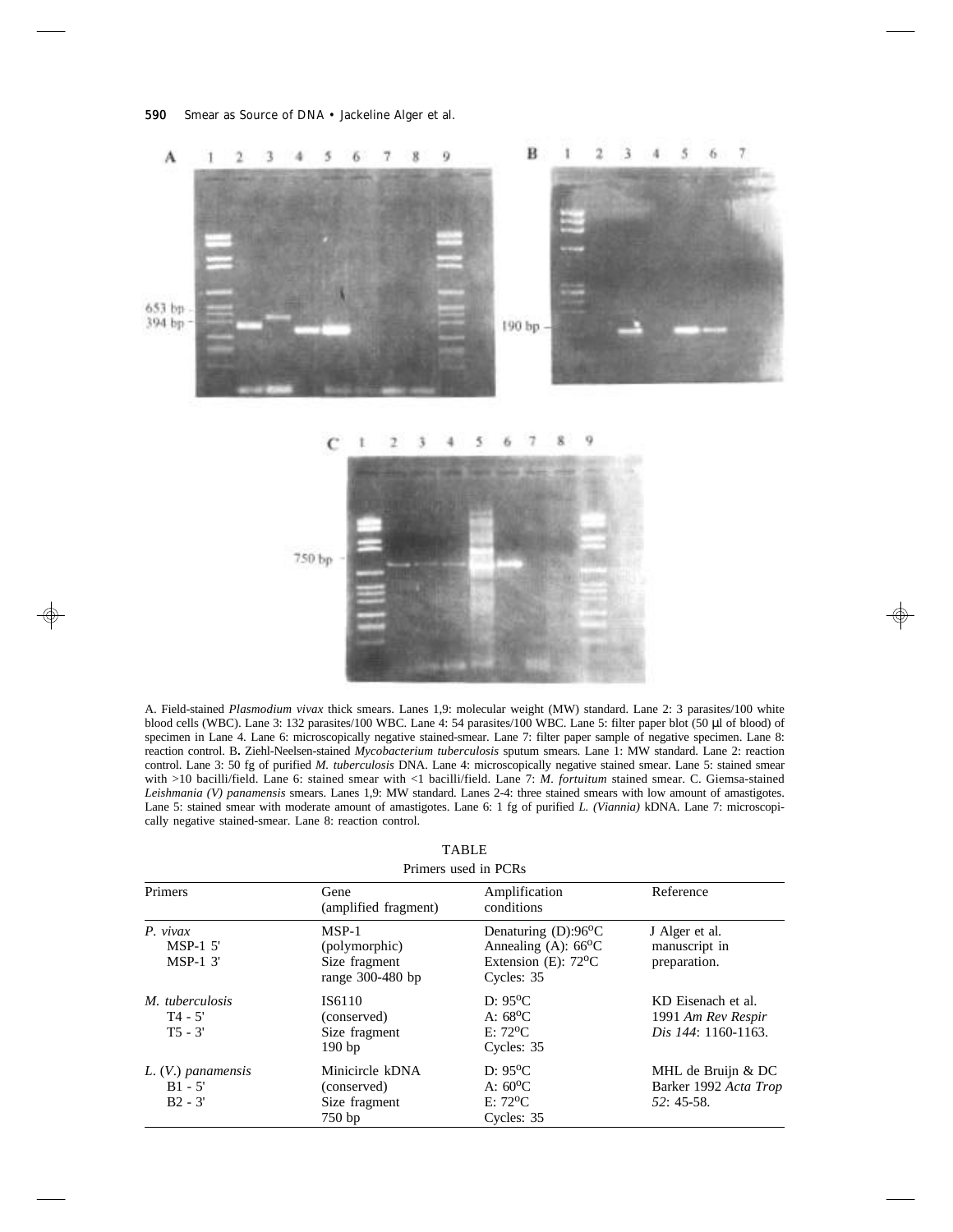A. Field-stained *Plasmodium vivax* thick smears. Lanes 1,9: molecular weight (MW) standard. Lane 2: 3 parasites/100 white blood cells (WBC). Lane 3: 132 parasites/100 WBC. Lane 4: 54 parasites/100 WBC. Lane 5: filter paper blot (50 µl of blood) of specimen in Lane 4. Lane 6: microscopically negative stained-smear. Lane 7: filter paper sample of negative specimen. Lane 8: reaction control. B. Ziehl-Neelsen-stained *Mycobacterium tuberculosis* sputum smears. Lane 1: MW standard. Lane 2: reaction control. Lane 3: 50 fg of purified *M. tuberculosis* DNA. Lane 4: microscopically negative stained smear. Lane 5: stained smear with >10 bacilli/field. Lane 6: stained smear with <1 bacilli/field. Lane 7: *M. fortuitum* stained smear. C. Giemsa-stained *Leishmania (V) panamensis* smears. Lanes 1,9: MW standard. Lanes 2-4: three stained smears with low amount of amastigotes. Lane 5: stained smear with moderate amount of amastigotes. Lane 6: 1 fg of purified *L. (Viannia)* kDNA. Lane 7: microscopically negative stained-smear. Lane 8: reaction control.

TABLE

Primers used in PCRs

| Primers | Gene (amplified fragment) | Amplification conditions | Reference |
|---|---|---|---|
| *P. vivax* MSP-1 5' MSP-1 3' | MSP-1 (polymorphic) Size fragment range 300-480 bp | Denaturing (D):96°C Annealing (A): 66°C Extension (E): 72°C Cycles: 35 | J Alger et al. manuscript in preparation. |
| *M. tuberculosis* T4 - 5' T5 - 3' | IS6110 (conserved) Size fragment 190 bp | D: 95°C A: 68°C E: 72°C Cycles: 35 | KD Eisenach et al. 1991 *Am Rev Respir Dis 144*: 1160-1163. |
| *L.* (*V.*) *panamensis* B1 - 5' B2 - 3' | Minicircle kDNA (conserved) Size fragment 750 bp | D: 95°C A: 60°C E: 72°C Cycles: 35 | MHL de Bruijn & DC Barker 1992 *Acta Trop 52*: 45-58. |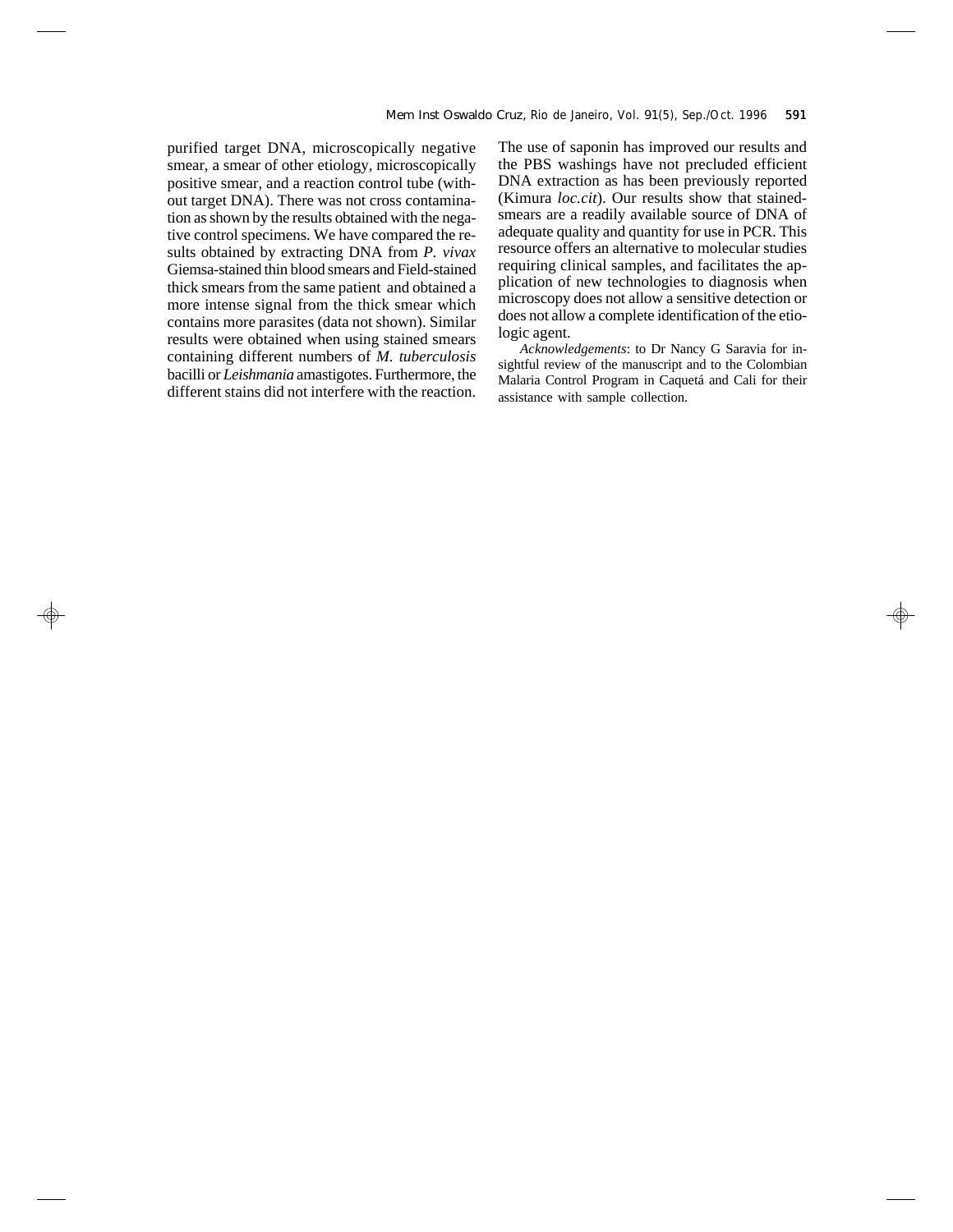purified target DNA, microscopically negative smear, a smear of other etiology, microscopically positive smear, and a reaction control tube (without target DNA). There was not cross contamination as shown by the results obtained with the negative control specimens. We have compared the results obtained by extracting DNA from *P. vivax* Giemsa-stained thin blood smears and Field-stained thick smears from the same patient and obtained a more intense signal from the thick smear which contains more parasites (data not shown). Similar results were obtained when using stained smears containing different numbers of *M. tuberculosis* bacilli or *Leishmania* amastigotes. Furthermore, the different stains did not interfere with the reaction. The use of saponin has improved our results and the PBS washings have not precluded efficient DNA extraction as has been previously reported (Kimura *loc.cit*). Our results show that stained-smears are a readily available source of DNA of adequate quality and quantity for use in PCR. This resource offers an alternative to molecular studies requiring clinical samples, and facilitates the application of new technologies to diagnosis when microscopy does not allow a sensitive detection or does not allow a complete identification of the etiologic agent.

*Acknowledgements*: to Dr Nancy G Saravia for insightful review of the manuscript and to the Colombian Malaria Control Program in Caquetá and Cali for their assistance with sample collection.